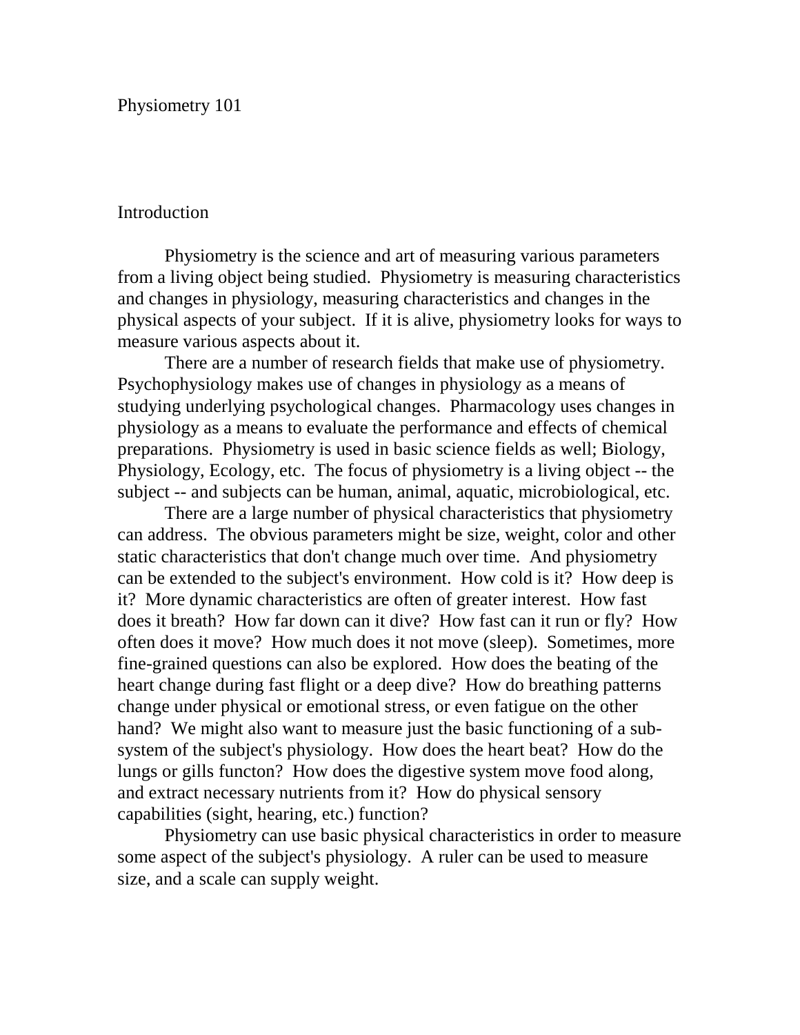# Physiometry 101

## Introduction

Physiometry is the science and art of measuring various parameters from a living object being studied. Physiometry is measuring characteristics and changes in physiology, measuring characteristics and changes in the physical aspects of your subject. If it is alive, physiometry looks for ways to measure various aspects about it.

There are a number of research fields that make use of physiometry. Psychophysiology makes use of changes in physiology as a means of studying underlying psychological changes. Pharmacology uses changes in physiology as a means to evaluate the performance and effects of chemical preparations. Physiometry is used in basic science fields as well; Biology, Physiology, Ecology, etc. The focus of physiometry is a living object -- the subject -- and subjects can be human, animal, aquatic, microbiological, etc.

There are a large number of physical characteristics that physiometry can address. The obvious parameters might be size, weight, color and other static characteristics that don't change much over time. And physiometry can be extended to the subject's environment. How cold is it? How deep is it? More dynamic characteristics are often of greater interest. How fast does it breath? How far down can it dive? How fast can it run or fly? How often does it move? How much does it not move (sleep). Sometimes, more fine-grained questions can also be explored. How does the beating of the heart change during fast flight or a deep dive? How do breathing patterns change under physical or emotional stress, or even fatigue on the other hand? We might also want to measure just the basic functioning of a sub-system of the subject's physiology. How does the heart beat? How do the lungs or gills functon? How does the digestive system move food along, and extract necessary nutrients from it? How do physical sensory capabilities (sight, hearing, etc.) function?

Physiometry can use basic physical characteristics in order to measure some aspect of the subject's physiology. A ruler can be used to measure size, and a scale can supply weight.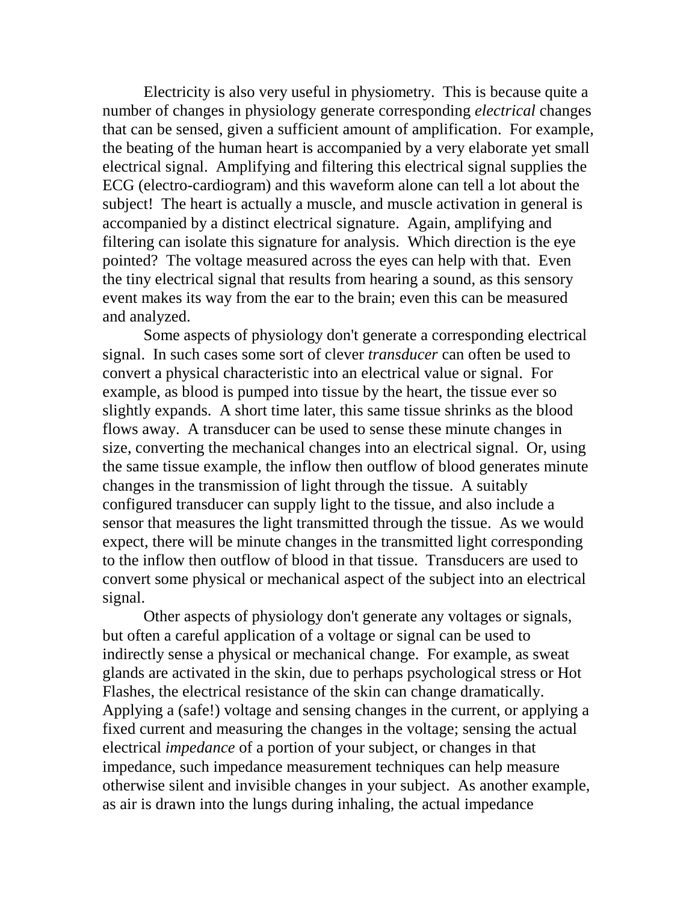Electricity is also very useful in physiometry. This is because quite a number of changes in physiology generate corresponding *electrical* changes that can be sensed, given a sufficient amount of amplification. For example, the beating of the human heart is accompanied by a very elaborate yet small electrical signal. Amplifying and filtering this electrical signal supplies the ECG (electro-cardiogram) and this waveform alone can tell a lot about the subject! The heart is actually a muscle, and muscle activation in general is accompanied by a distinct electrical signature. Again, amplifying and filtering can isolate this signature for analysis. Which direction is the eye pointed? The voltage measured across the eyes can help with that. Even the tiny electrical signal that results from hearing a sound, as this sensory event makes its way from the ear to the brain; even this can be measured and analyzed.

Some aspects of physiology don't generate a corresponding electrical signal. In such cases some sort of clever *transducer* can often be used to convert a physical characteristic into an electrical value or signal. For example, as blood is pumped into tissue by the heart, the tissue ever so slightly expands. A short time later, this same tissue shrinks as the blood flows away. A transducer can be used to sense these minute changes in size, converting the mechanical changes into an electrical signal. Or, using the same tissue example, the inflow then outflow of blood generates minute changes in the transmission of light through the tissue. A suitably configured transducer can supply light to the tissue, and also include a sensor that measures the light transmitted through the tissue. As we would expect, there will be minute changes in the transmitted light corresponding to the inflow then outflow of blood in that tissue. Transducers are used to convert some physical or mechanical aspect of the subject into an electrical signal.

Other aspects of physiology don't generate any voltages or signals, but often a careful application of a voltage or signal can be used to indirectly sense a physical or mechanical change. For example, as sweat glands are activated in the skin, due to perhaps psychological stress or Hot Flashes, the electrical resistance of the skin can change dramatically. Applying a (safe!) voltage and sensing changes in the current, or applying a fixed current and measuring the changes in the voltage; sensing the actual electrical *impedance* of a portion of your subject, or changes in that impedance, such impedance measurement techniques can help measure otherwise silent and invisible changes in your subject. As another example, as air is drawn into the lungs during inhaling, the actual impedance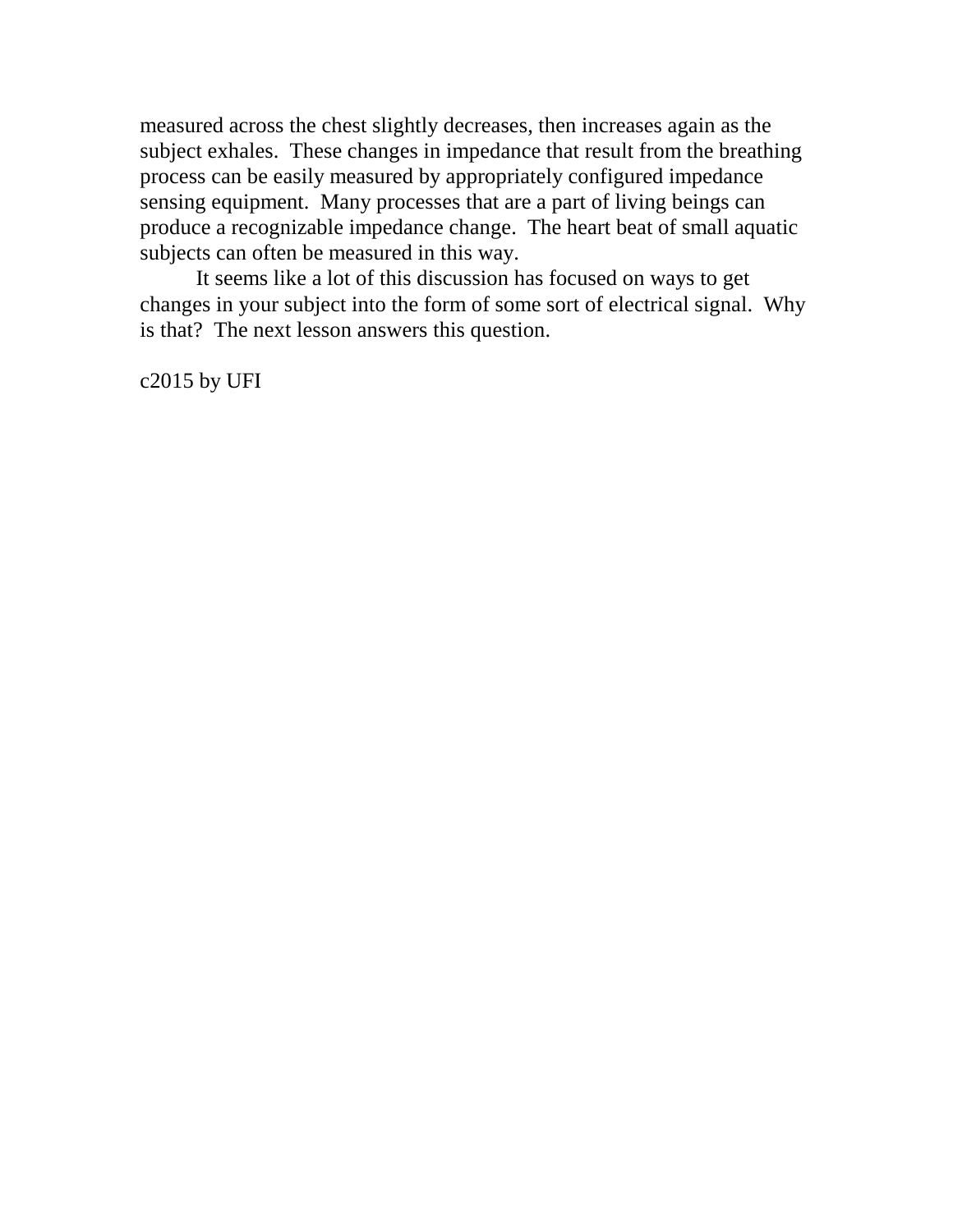measured across the chest slightly decreases, then increases again as the subject exhales. These changes in impedance that result from the breathing process can be easily measured by appropriately configured impedance sensing equipment. Many processes that are a part of living beings can produce a recognizable impedance change. The heart beat of small aquatic subjects can often be measured in this way.

It seems like a lot of this discussion has focused on ways to get changes in your subject into the form of some sort of electrical signal. Why is that? The next lesson answers this question.

c2015 by UFI